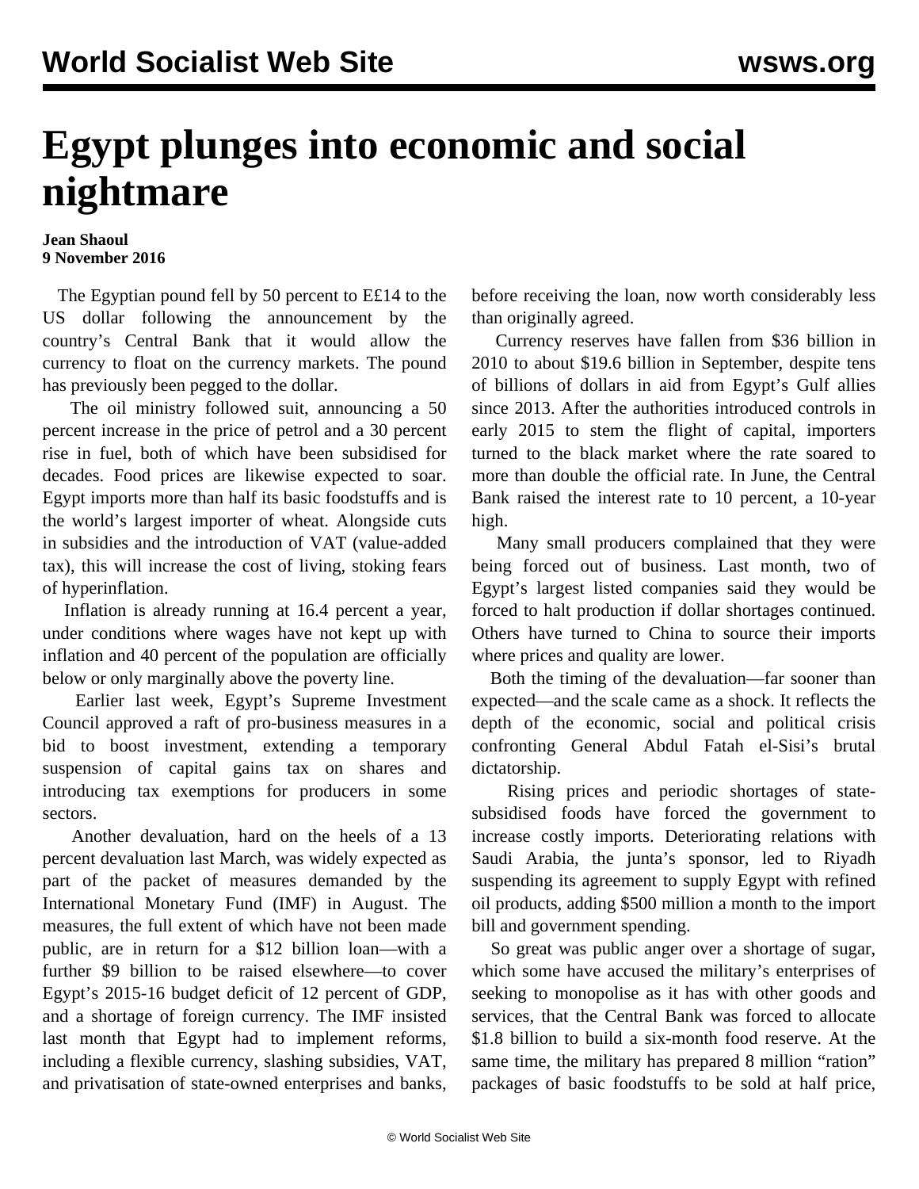# Egypt plunges into economic and social nightmare

**Jean Shaoul**
**9 November 2016**

The Egyptian pound fell by 50 percent to E£14 to the US dollar following the announcement by the country's Central Bank that it would allow the currency to float on the currency markets. The pound has previously been pegged to the dollar.

The oil ministry followed suit, announcing a 50 percent increase in the price of petrol and a 30 percent rise in fuel, both of which have been subsidised for decades. Food prices are likewise expected to soar. Egypt imports more than half its basic foodstuffs and is the world's largest importer of wheat. Alongside cuts in subsidies and the introduction of VAT (value-added tax), this will increase the cost of living, stoking fears of hyperinflation.

Inflation is already running at 16.4 percent a year, under conditions where wages have not kept up with inflation and 40 percent of the population are officially below or only marginally above the poverty line.

Earlier last week, Egypt's Supreme Investment Council approved a raft of pro-business measures in a bid to boost investment, extending a temporary suspension of capital gains tax on shares and introducing tax exemptions for producers in some sectors.

Another devaluation, hard on the heels of a 13 percent devaluation last March, was widely expected as part of the packet of measures demanded by the International Monetary Fund (IMF) in August. The measures, the full extent of which have not been made public, are in return for a $12 billion loan—with a further $9 billion to be raised elsewhere—to cover Egypt's 2015-16 budget deficit of 12 percent of GDP, and a shortage of foreign currency. The IMF insisted last month that Egypt had to implement reforms, including a flexible currency, slashing subsidies, VAT, and privatisation of state-owned enterprises and banks, before receiving the loan, now worth considerably less than originally agreed.

Currency reserves have fallen from $36 billion in 2010 to about $19.6 billion in September, despite tens of billions of dollars in aid from Egypt's Gulf allies since 2013. After the authorities introduced controls in early 2015 to stem the flight of capital, importers turned to the black market where the rate soared to more than double the official rate. In June, the Central Bank raised the interest rate to 10 percent, a 10-year high.

Many small producers complained that they were being forced out of business. Last month, two of Egypt's largest listed companies said they would be forced to halt production if dollar shortages continued. Others have turned to China to source their imports where prices and quality are lower.

Both the timing of the devaluation—far sooner than expected—and the scale came as a shock. It reflects the depth of the economic, social and political crisis confronting General Abdul Fatah el-Sisi's brutal dictatorship.

Rising prices and periodic shortages of state-subsidised foods have forced the government to increase costly imports. Deteriorating relations with Saudi Arabia, the junta's sponsor, led to Riyadh suspending its agreement to supply Egypt with refined oil products, adding $500 million a month to the import bill and government spending.

So great was public anger over a shortage of sugar, which some have accused the military's enterprises of seeking to monopolise as it has with other goods and services, that the Central Bank was forced to allocate $1.8 billion to build a six-month food reserve. At the same time, the military has prepared 8 million "ration" packages of basic foodstuffs to be sold at half price,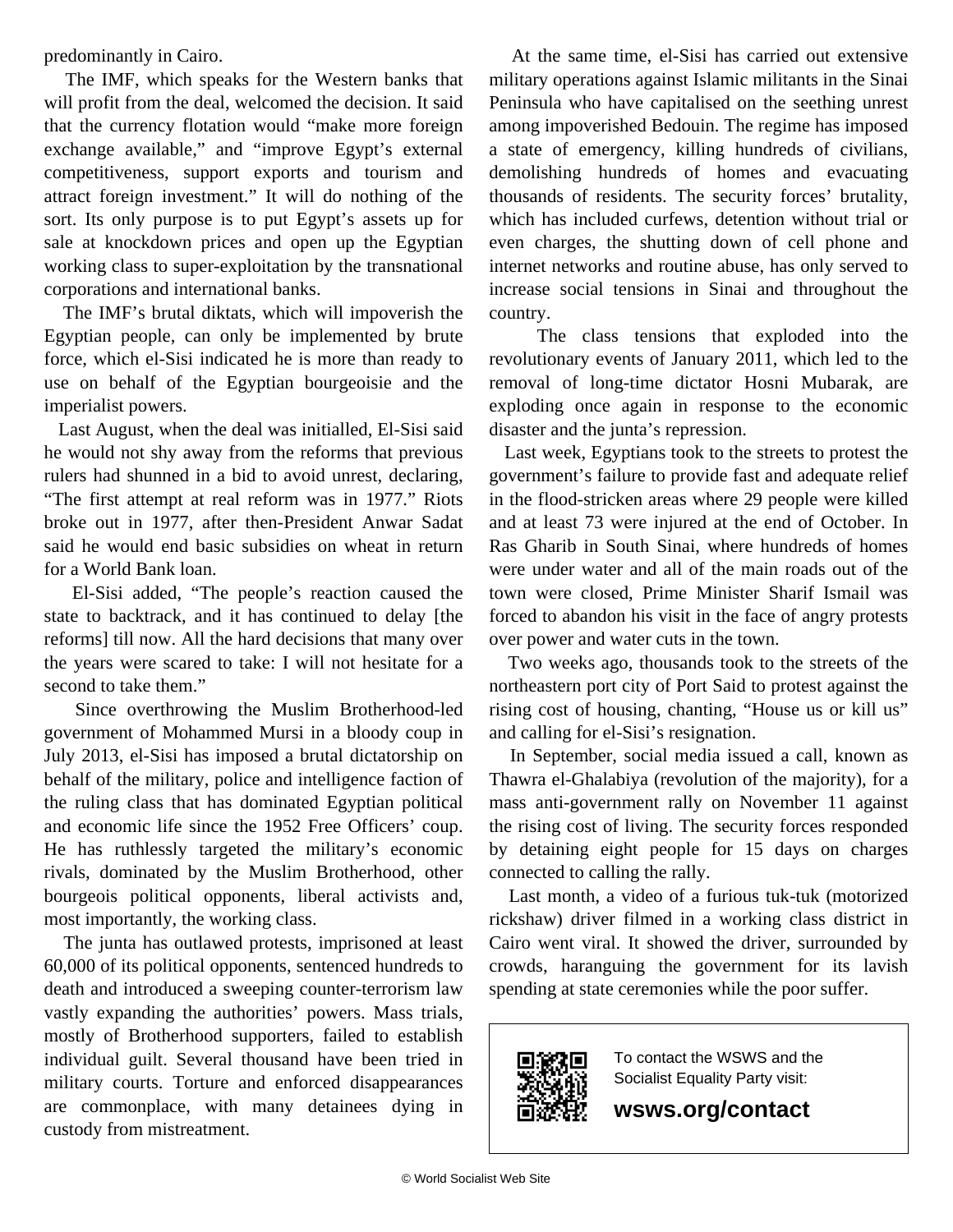predominantly in Cairo.

The IMF, which speaks for the Western banks that will profit from the deal, welcomed the decision. It said that the currency flotation would "make more foreign exchange available," and "improve Egypt's external competitiveness, support exports and tourism and attract foreign investment." It will do nothing of the sort. Its only purpose is to put Egypt's assets up for sale at knockdown prices and open up the Egyptian working class to super-exploitation by the transnational corporations and international banks.

The IMF's brutal diktats, which will impoverish the Egyptian people, can only be implemented by brute force, which el-Sisi indicated he is more than ready to use on behalf of the Egyptian bourgeoisie and the imperialist powers.

Last August, when the deal was initialled, El-Sisi said he would not shy away from the reforms that previous rulers had shunned in a bid to avoid unrest, declaring, "The first attempt at real reform was in 1977." Riots broke out in 1977, after then-President Anwar Sadat said he would end basic subsidies on wheat in return for a World Bank loan.

El-Sisi added, "The people's reaction caused the state to backtrack, and it has continued to delay [the reforms] till now. All the hard decisions that many over the years were scared to take: I will not hesitate for a second to take them."

Since overthrowing the Muslim Brotherhood-led government of Mohammed Mursi in a bloody coup in July 2013, el-Sisi has imposed a brutal dictatorship on behalf of the military, police and intelligence faction of the ruling class that has dominated Egyptian political and economic life since the 1952 Free Officers' coup. He has ruthlessly targeted the military's economic rivals, dominated by the Muslim Brotherhood, other bourgeois political opponents, liberal activists and, most importantly, the working class.

The junta has outlawed protests, imprisoned at least 60,000 of its political opponents, sentenced hundreds to death and introduced a sweeping counter-terrorism law vastly expanding the authorities' powers. Mass trials, mostly of Brotherhood supporters, failed to establish individual guilt. Several thousand have been tried in military courts. Torture and enforced disappearances are commonplace, with many detainees dying in custody from mistreatment.

At the same time, el-Sisi has carried out extensive military operations against Islamic militants in the Sinai Peninsula who have capitalised on the seething unrest among impoverished Bedouin. The regime has imposed a state of emergency, killing hundreds of civilians, demolishing hundreds of homes and evacuating thousands of residents. The security forces' brutality, which has included curfews, detention without trial or even charges, the shutting down of cell phone and internet networks and routine abuse, has only served to increase social tensions in Sinai and throughout the country.

The class tensions that exploded into the revolutionary events of January 2011, which led to the removal of long-time dictator Hosni Mubarak, are exploding once again in response to the economic disaster and the junta's repression.

Last week, Egyptians took to the streets to protest the government's failure to provide fast and adequate relief in the flood-stricken areas where 29 people were killed and at least 73 were injured at the end of October. In Ras Gharib in South Sinai, where hundreds of homes were under water and all of the main roads out of the town were closed, Prime Minister Sharif Ismail was forced to abandon his visit in the face of angry protests over power and water cuts in the town.

Two weeks ago, thousands took to the streets of the northeastern port city of Port Said to protest against the rising cost of housing, chanting, "House us or kill us" and calling for el-Sisi's resignation.

In September, social media issued a call, known as Thawra el-Ghalabiya (revolution of the majority), for a mass anti-government rally on November 11 against the rising cost of living. The security forces responded by detaining eight people for 15 days on charges connected to calling the rally.

Last month, a video of a furious tuk-tuk (motorized rickshaw) driver filmed in a working class district in Cairo went viral. It showed the driver, surrounded by crowds, haranguing the government for its lavish spending at state ceremonies while the poor suffer.

To contact the WSWS and the Socialist Equality Party visit:

**wsws.org/contact**